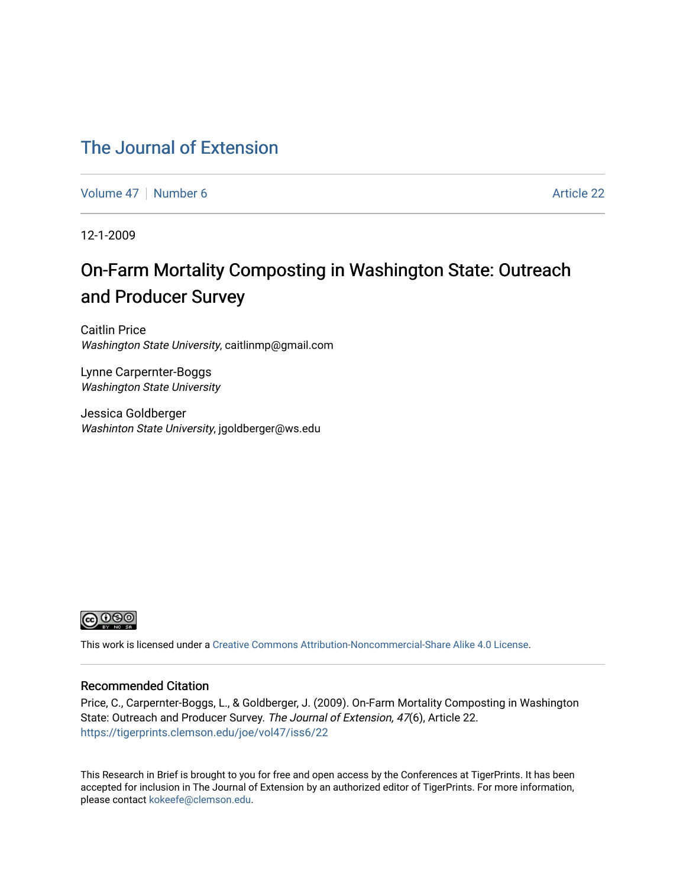# The Journal of Extension

Volume 47 | Number 6 | Article 22

12-1-2009

## On-Farm Mortality Composting in Washington State: Outreach and Producer Survey

Caitlin Price
*Washington State University*, caitlinmp@gmail.com

Lynne Carpernter-Boggs
*Washington State University*

Jessica Goldberger
*Washinton State University*, jgoldberger@ws.edu

This work is licensed under a Creative Commons Attribution-Noncommercial-Share Alike 4.0 License.

### Recommended Citation

Price, C., Carpernter-Boggs, L., & Goldberger, J. (2009). On-Farm Mortality Composting in Washington State: Outreach and Producer Survey. *The Journal of Extension, 47*(6), Article 22. https://tigerprints.clemson.edu/joe/vol47/iss6/22

This Research in Brief is brought to you for free and open access by the Conferences at TigerPrints. It has been accepted for inclusion in The Journal of Extension by an authorized editor of TigerPrints. For more information, please contact kokeefe@clemson.edu.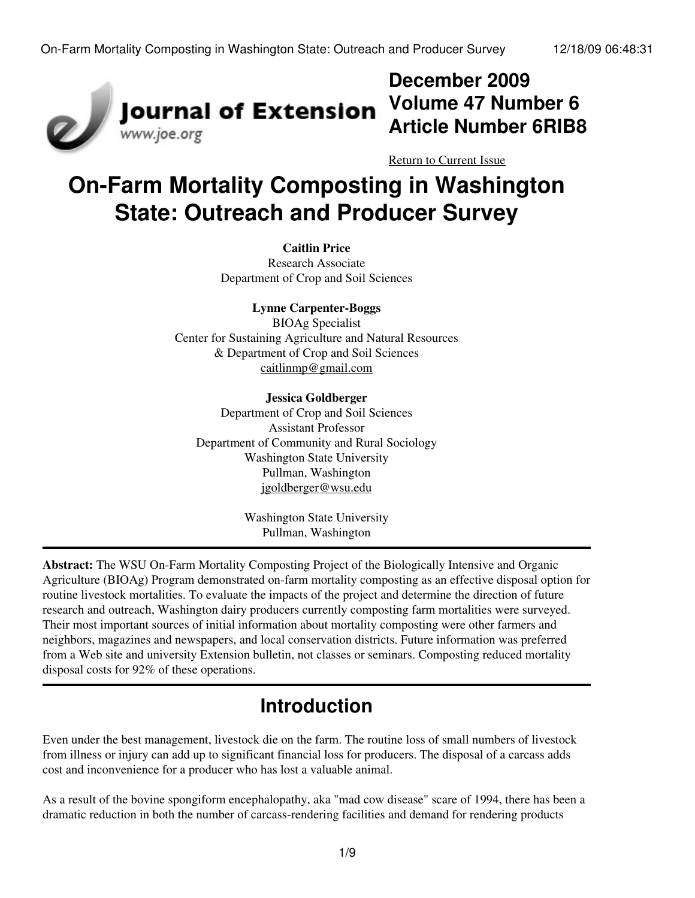December 2009
Volume 47 Number 6
Article Number 6RIB8

Return to Current Issue

# On-Farm Mortality Composting in Washington State: Outreach and Producer Survey

**Caitlin Price**
Research Associate
Department of Crop and Soil Sciences

**Lynne Carpenter-Boggs**
BIOAg Specialist
Center for Sustaining Agriculture and Natural Resources
& Department of Crop and Soil Sciences
caitlinmp@gmail.com

**Jessica Goldberger**
Department of Crop and Soil Sciences
Assistant Professor
Department of Community and Rural Sociology
Washington State University
Pullman, Washington
jgoldberger@wsu.edu

Washington State University
Pullman, Washington

---

**Abstract:** The WSU On-Farm Mortality Composting Project of the Biologically Intensive and Organic Agriculture (BIOAg) Program demonstrated on-farm mortality composting as an effective disposal option for routine livestock mortalities. To evaluate the impacts of the project and determine the direction of future research and outreach, Washington dairy producers currently composting farm mortalities were surveyed. Their most important sources of initial information about mortality composting were other farmers and neighbors, magazines and newspapers, and local conservation districts. Future information was preferred from a Web site and university Extension bulletin, not classes or seminars. Composting reduced mortality disposal costs for 92% of these operations.

---

## Introduction

Even under the best management, livestock die on the farm. The routine loss of small numbers of livestock from illness or injury can add up to significant financial loss for producers. The disposal of a carcass adds cost and inconvenience for a producer who has lost a valuable animal.

As a result of the bovine spongiform encephalopathy, aka "mad cow disease" scare of 1994, there has been a dramatic reduction in both the number of carcass-rendering facilities and demand for rendering products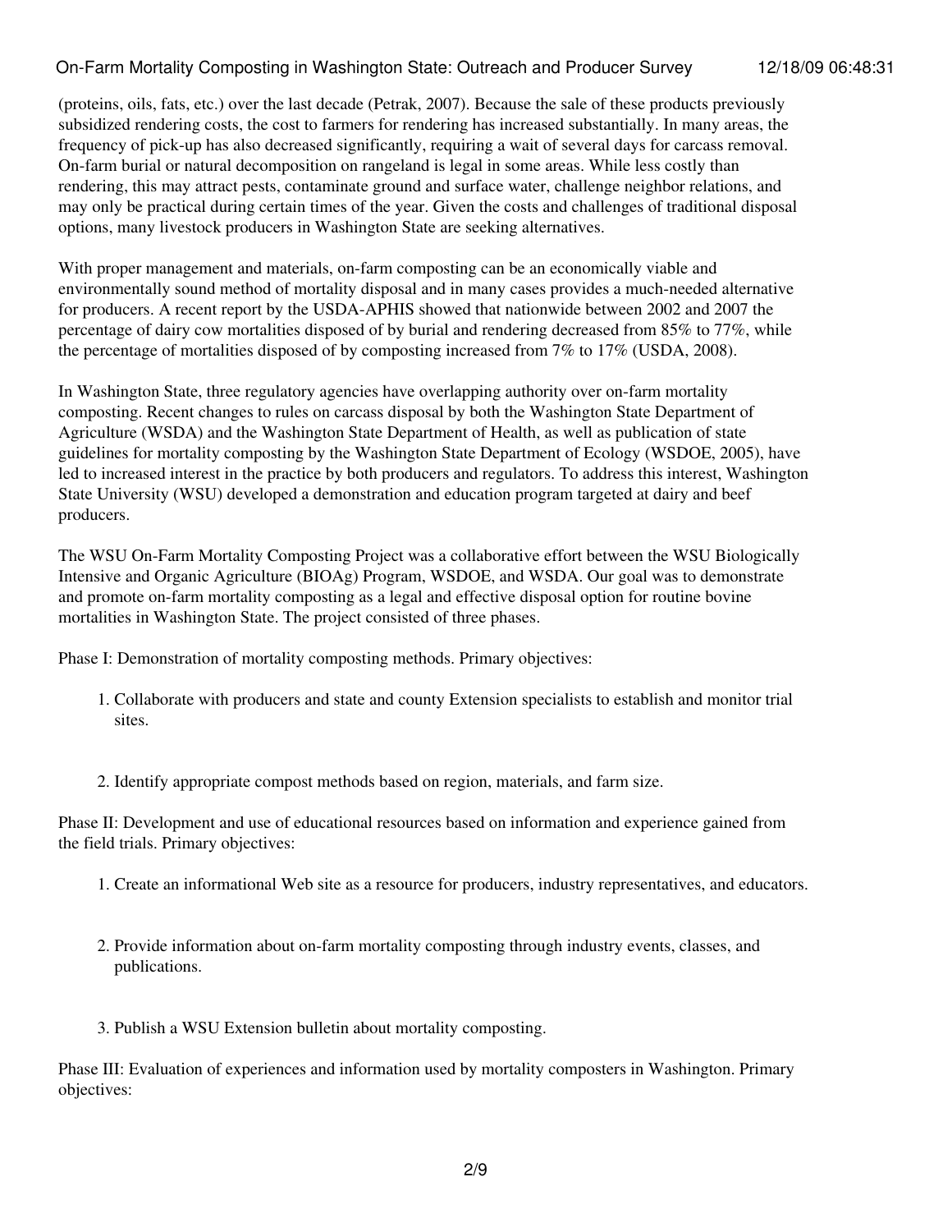(proteins, oils, fats, etc.) over the last decade (Petrak, 2007). Because the sale of these products previously subsidized rendering costs, the cost to farmers for rendering has increased substantially. In many areas, the frequency of pick-up has also decreased significantly, requiring a wait of several days for carcass removal. On-farm burial or natural decomposition on rangeland is legal in some areas. While less costly than rendering, this may attract pests, contaminate ground and surface water, challenge neighbor relations, and may only be practical during certain times of the year. Given the costs and challenges of traditional disposal options, many livestock producers in Washington State are seeking alternatives.

With proper management and materials, on-farm composting can be an economically viable and environmentally sound method of mortality disposal and in many cases provides a much-needed alternative for producers. A recent report by the USDA-APHIS showed that nationwide between 2002 and 2007 the percentage of dairy cow mortalities disposed of by burial and rendering decreased from 85% to 77%, while the percentage of mortalities disposed of by composting increased from 7% to 17% (USDA, 2008).

In Washington State, three regulatory agencies have overlapping authority over on-farm mortality composting. Recent changes to rules on carcass disposal by both the Washington State Department of Agriculture (WSDA) and the Washington State Department of Health, as well as publication of state guidelines for mortality composting by the Washington State Department of Ecology (WSDOE, 2005), have led to increased interest in the practice by both producers and regulators. To address this interest, Washington State University (WSU) developed a demonstration and education program targeted at dairy and beef producers.

The WSU On-Farm Mortality Composting Project was a collaborative effort between the WSU Biologically Intensive and Organic Agriculture (BIOAg) Program, WSDOE, and WSDA. Our goal was to demonstrate and promote on-farm mortality composting as a legal and effective disposal option for routine bovine mortalities in Washington State. The project consisted of three phases.

Phase I: Demonstration of mortality composting methods. Primary objectives:

1. Collaborate with producers and state and county Extension specialists to establish and monitor trial sites.
2. Identify appropriate compost methods based on region, materials, and farm size.

Phase II: Development and use of educational resources based on information and experience gained from the field trials. Primary objectives:

1. Create an informational Web site as a resource for producers, industry representatives, and educators.
2. Provide information about on-farm mortality composting through industry events, classes, and publications.
3. Publish a WSU Extension bulletin about mortality composting.

Phase III: Evaluation of experiences and information used by mortality composters in Washington. Primary objectives: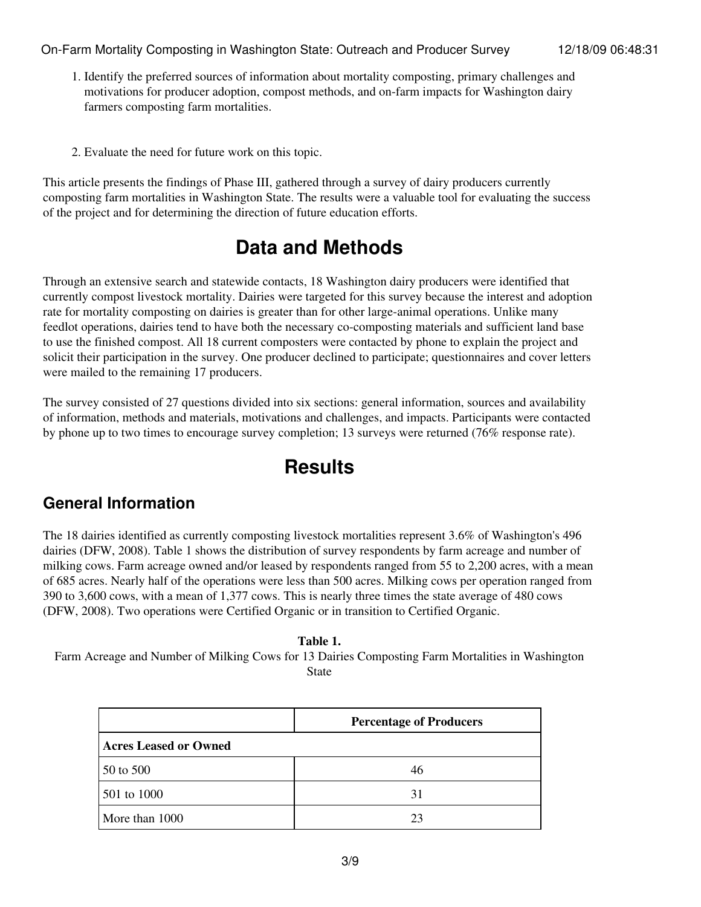1. Identify the preferred sources of information about mortality composting, primary challenges and motivations for producer adoption, compost methods, and on-farm impacts for Washington dairy farmers composting farm mortalities.

2. Evaluate the need for future work on this topic.

This article presents the findings of Phase III, gathered through a survey of dairy producers currently composting farm mortalities in Washington State. The results were a valuable tool for evaluating the success of the project and for determining the direction of future education efforts.

# Data and Methods

Through an extensive search and statewide contacts, 18 Washington dairy producers were identified that currently compost livestock mortality. Dairies were targeted for this survey because the interest and adoption rate for mortality composting on dairies is greater than for other large-animal operations. Unlike many feedlot operations, dairies tend to have both the necessary co-composting materials and sufficient land base to use the finished compost. All 18 current composters were contacted by phone to explain the project and solicit their participation in the survey. One producer declined to participate; questionnaires and cover letters were mailed to the remaining 17 producers.

The survey consisted of 27 questions divided into six sections: general information, sources and availability of information, methods and materials, motivations and challenges, and impacts. Participants were contacted by phone up to two times to encourage survey completion; 13 surveys were returned (76% response rate).

# Results

## General Information

The 18 dairies identified as currently composting livestock mortalities represent 3.6% of Washington's 496 dairies (DFW, 2008). Table 1 shows the distribution of survey respondents by farm acreage and number of milking cows. Farm acreage owned and/or leased by respondents ranged from 55 to 2,200 acres, with a mean of 685 acres. Nearly half of the operations were less than 500 acres. Milking cows per operation ranged from 390 to 3,600 cows, with a mean of 1,377 cows. This is nearly three times the state average of 480 cows (DFW, 2008). Two operations were Certified Organic or in transition to Certified Organic.

**Table 1.**
Farm Acreage and Number of Milking Cows for 13 Dairies Composting Farm Mortalities in Washington State

| | **Percentage of Producers** |
|---|---|
| **Acres Leased or Owned** | |
| 50 to 500 | 46 |
| 501 to 1000 | 31 |
| More than 1000 | 23 |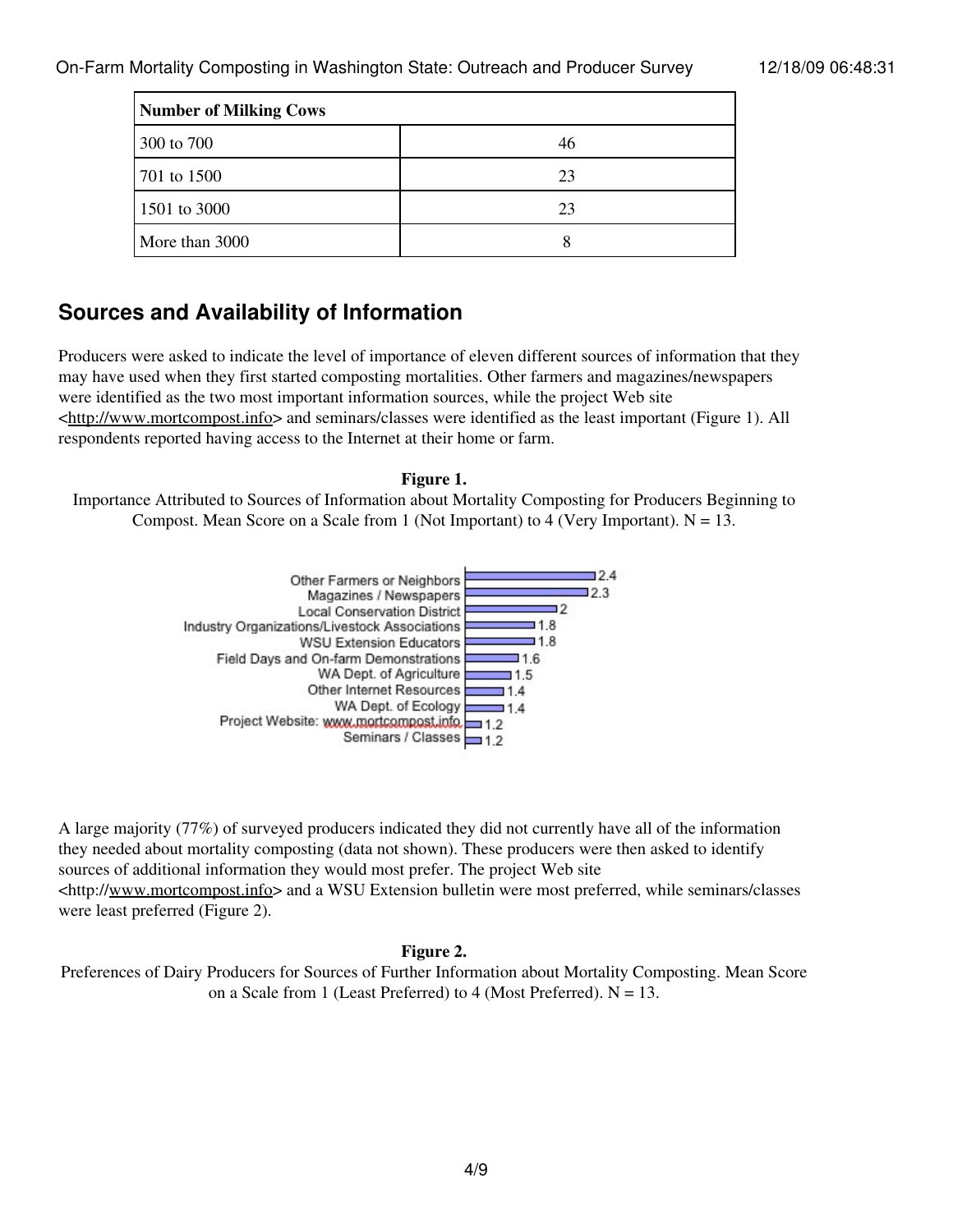| Number of Milking Cows | |
|---|---|
| 300 to 700 | 46 |
| 701 to 1500 | 23 |
| 1501 to 3000 | 23 |
| More than 3000 | 8 |

## Sources and Availability of Information

Producers were asked to indicate the level of importance of eleven different sources of information that they may have used when they first started composting mortalities. Other farmers and magazines/newspapers were identified as the two most important information sources, while the project Web site <http://www.mortcompost.info> and seminars/classes were identified as the least important (Figure 1). All respondents reported having access to the Internet at their home or farm.

**Figure 1.**
Importance Attributed to Sources of Information about Mortality Composting for Producers Beginning to Compost. Mean Score on a Scale from 1 (Not Important) to 4 (Very Important). N = 13.

| Source | Mean Score |
|---|---|
| Other Farmers or Neighbors | 2.4 |
| Magazines / Newspapers | 2.3 |
| Local Conservation District | 2 |
| Industry Organizations/Livestock Associations | 1.8 |
| WSU Extension Educators | 1.8 |
| Field Days and On-farm Demonstrations | 1.6 |
| WA Dept. of Agriculture | 1.5 |
| Other Internet Resources | 1.4 |
| WA Dept. of Ecology | 1.4 |
| Project Website: www.mortcompost.info | 1.2 |
| Seminars / Classes | 1.2 |

A large majority (77%) of surveyed producers indicated they did not currently have all of the information they needed about mortality composting (data not shown). These producers were then asked to identify sources of additional information they would most prefer. The project Web site <http://www.mortcompost.info> and a WSU Extension bulletin were most preferred, while seminars/classes were least preferred (Figure 2).

**Figure 2.**
Preferences of Dairy Producers for Sources of Further Information about Mortality Composting. Mean Score on a Scale from 1 (Least Preferred) to 4 (Most Preferred). N = 13.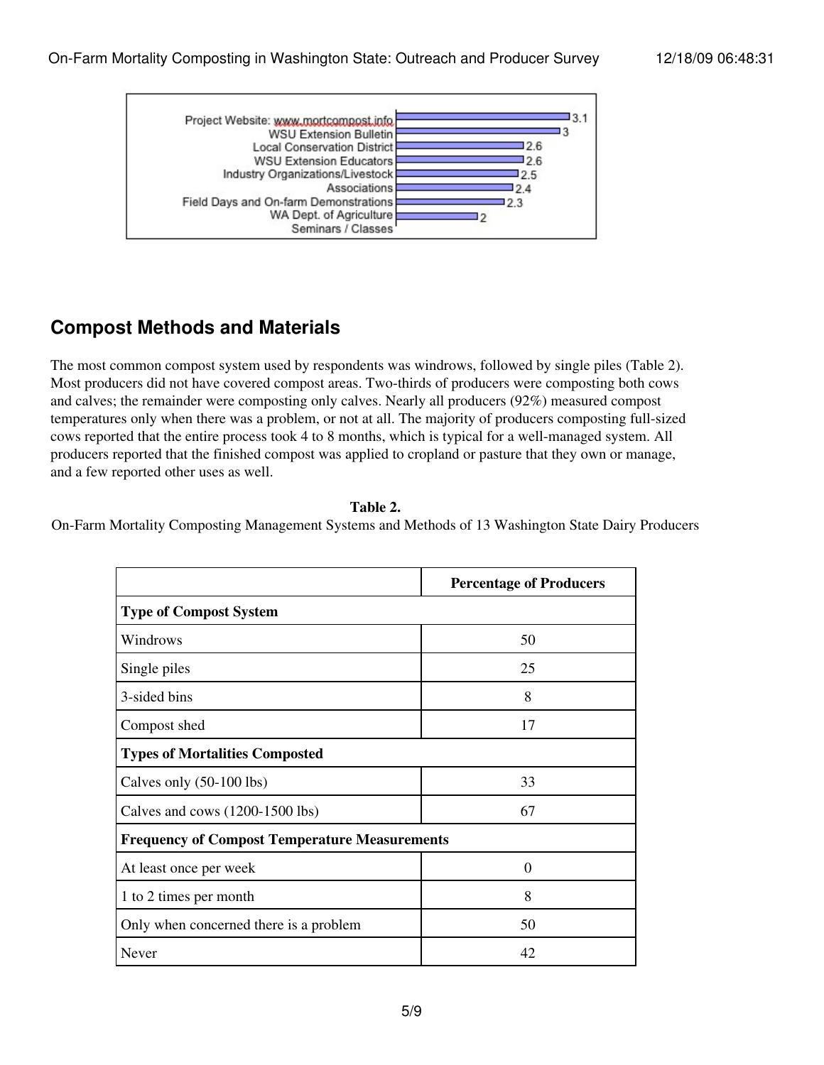| Source | Rating |
| --- | --- |
| Project Website: www.mortcompost.info | 3.1 |
| WSU Extension Bulletin | 3 |
| Local Conservation District | 2.6 |
| WSU Extension Educators | 2.6 |
| Industry Organizations/Livestock Associations | 2.5 |
| Field Days and On-farm Demonstrations | 2.4 |
| WA Dept. of Agriculture | 2.3 |
| Seminars / Classes | 2 |

## Compost Methods and Materials

The most common compost system used by respondents was windrows, followed by single piles (Table 2). Most producers did not have covered compost areas. Two-thirds of producers were composting both cows and calves; the remainder were composting only calves. Nearly all producers (92%) measured compost temperatures only when there was a problem, or not at all. The majority of producers composting full-sized cows reported that the entire process took 4 to 8 months, which is typical for a well-managed system. All producers reported that the finished compost was applied to cropland or pasture that they own or manage, and a few reported other uses as well.

**Table 2.**
On-Farm Mortality Composting Management Systems and Methods of 13 Washington State Dairy Producers

| | Percentage of Producers |
| --- | --- |
| **Type of Compost System** | |
| Windrows | 50 |
| Single piles | 25 |
| 3-sided bins | 8 |
| Compost shed | 17 |
| **Types of Mortalities Composted** | |
| Calves only (50-100 lbs) | 33 |
| Calves and cows (1200-1500 lbs) | 67 |
| **Frequency of Compost Temperature Measurements** | |
| At least once per week | 0 |
| 1 to 2 times per month | 8 |
| Only when concerned there is a problem | 50 |
| Never | 42 |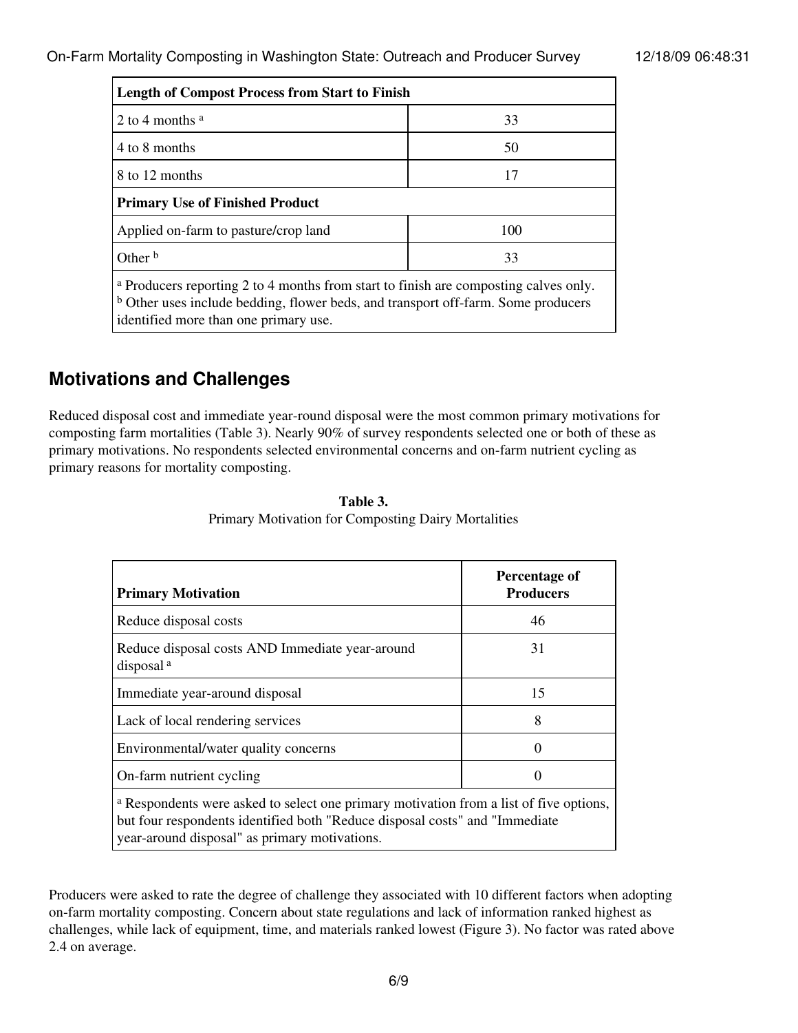| Length of Compost Process from Start to Finish | |
|---|---|
| 2 to 4 months [a] | 33 |
| 4 to 8 months | 50 |
| 8 to 12 months | 17 |
| **Primary Use of Finished Product** | |
| Applied on-farm to pasture/crop land | 100 |
| Other [b] | 33 |

[a] Producers reporting 2 to 4 months from start to finish are composting calves only.
[b] Other uses include bedding, flower beds, and transport off-farm. Some producers identified more than one primary use.

## Motivations and Challenges

Reduced disposal cost and immediate year-round disposal were the most common primary motivations for composting farm mortalities (Table 3). Nearly 90% of survey respondents selected one or both of these as primary motivations. No respondents selected environmental concerns and on-farm nutrient cycling as primary reasons for mortality composting.

**Table 3.**
Primary Motivation for Composting Dairy Mortalities

| Primary Motivation | Percentage of Producers |
|---|---|
| Reduce disposal costs | 46 |
| Reduce disposal costs AND Immediate year-around disposal [a] | 31 |
| Immediate year-around disposal | 15 |
| Lack of local rendering services | 8 |
| Environmental/water quality concerns | 0 |
| On-farm nutrient cycling | 0 |

[a] Respondents were asked to select one primary motivation from a list of five options, but four respondents identified both "Reduce disposal costs" and "Immediate year-around disposal" as primary motivations.

Producers were asked to rate the degree of challenge they associated with 10 different factors when adopting on-farm mortality composting. Concern about state regulations and lack of information ranked highest as challenges, while lack of equipment, time, and materials ranked lowest (Figure 3). No factor was rated above 2.4 on average.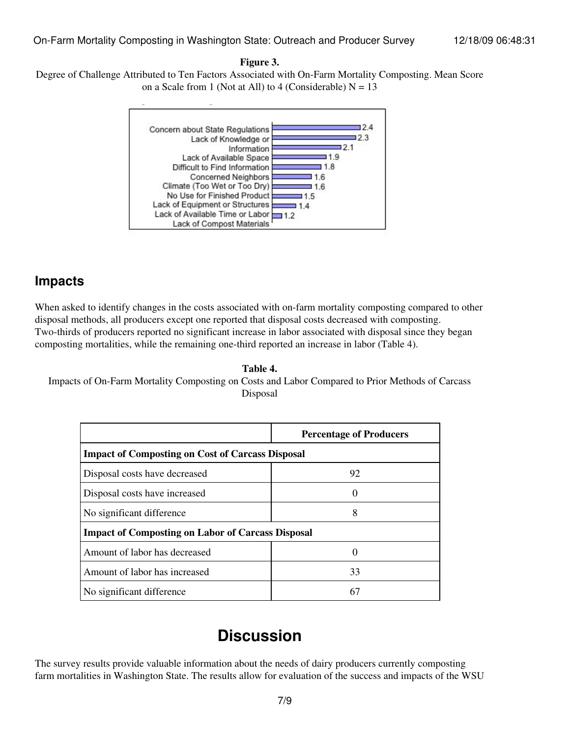**Figure 3.**

Degree of Challenge Attributed to Ten Factors Associated with On-Farm Mortality Composting. Mean Score on a Scale from 1 (Not at All) to 4 (Considerable) N = 13

| Factor | Mean Score |
| --- | --- |
| Concern about State Regulations | 2.4 |
| Lack of Knowledge or Information | 2.3 |
| Lack of Available Space | 2.1 |
| Difficult to Find Information | 1.9 |
| Concerned Neighbors | 1.8 |
| Climate (Too Wet or Too Dry) | 1.6 |
| No Use for Finished Product | 1.6 |
| Lack of Equipment or Structures | 1.5 |
| Lack of Available Time or Labor | 1.4 |
| Lack of Compost Materials | 1.2 |

## Impacts

When asked to identify changes in the costs associated with on-farm mortality composting compared to other disposal methods, all producers except one reported that disposal costs decreased with composting. Two-thirds of producers reported no significant increase in labor associated with disposal since they began composting mortalities, while the remaining one-third reported an increase in labor (Table 4).

**Table 4.**

Impacts of On-Farm Mortality Composting on Costs and Labor Compared to Prior Methods of Carcass Disposal

| | Percentage of Producers |
| --- | --- |
| **Impact of Composting on Cost of Carcass Disposal** | |
| Disposal costs have decreased | 92 |
| Disposal costs have increased | 0 |
| No significant difference | 8 |
| **Impact of Composting on Labor of Carcass Disposal** | |
| Amount of labor has decreased | 0 |
| Amount of labor has increased | 33 |
| No significant difference | 67 |

# Discussion

The survey results provide valuable information about the needs of dairy producers currently composting farm mortalities in Washington State. The results allow for evaluation of the success and impacts of the WSU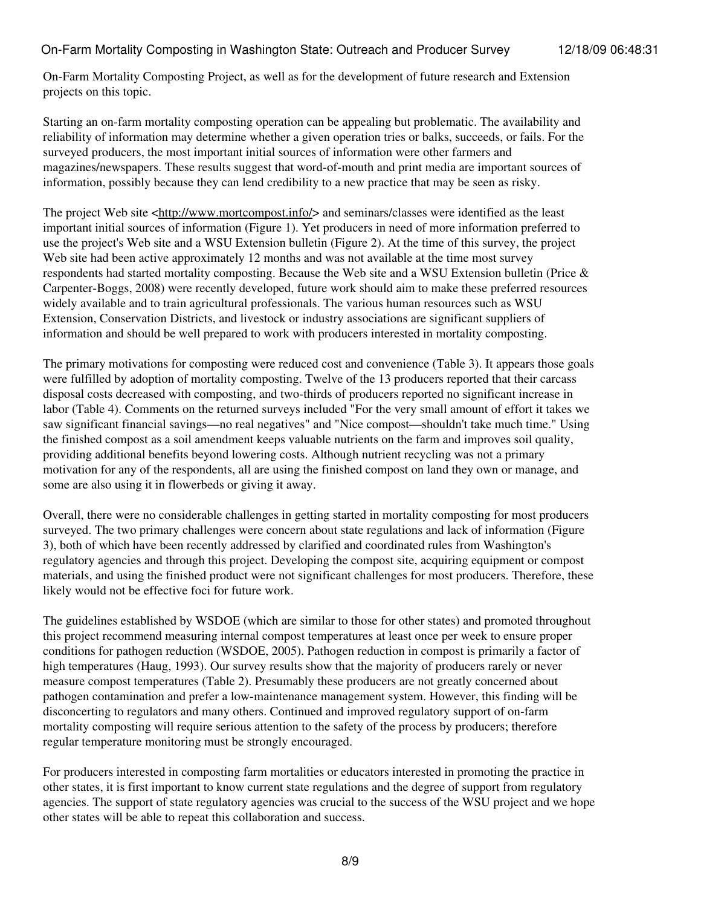On-Farm Mortality Composting Project, as well as for the development of future research and Extension projects on this topic.

Starting an on-farm mortality composting operation can be appealing but problematic. The availability and reliability of information may determine whether a given operation tries or balks, succeeds, or fails. For the surveyed producers, the most important initial sources of information were other farmers and magazines/newspapers. These results suggest that word-of-mouth and print media are important sources of information, possibly because they can lend credibility to a new practice that may be seen as risky.

The project Web site <http://www.mortcompost.info/> and seminars/classes were identified as the least important initial sources of information (Figure 1). Yet producers in need of more information preferred to use the project's Web site and a WSU Extension bulletin (Figure 2). At the time of this survey, the project Web site had been active approximately 12 months and was not available at the time most survey respondents had started mortality composting. Because the Web site and a WSU Extension bulletin (Price & Carpenter-Boggs, 2008) were recently developed, future work should aim to make these preferred resources widely available and to train agricultural professionals. The various human resources such as WSU Extension, Conservation Districts, and livestock or industry associations are significant suppliers of information and should be well prepared to work with producers interested in mortality composting.

The primary motivations for composting were reduced cost and convenience (Table 3). It appears those goals were fulfilled by adoption of mortality composting. Twelve of the 13 producers reported that their carcass disposal costs decreased with composting, and two-thirds of producers reported no significant increase in labor (Table 4). Comments on the returned surveys included "For the very small amount of effort it takes we saw significant financial savings—no real negatives" and "Nice compost—shouldn't take much time." Using the finished compost as a soil amendment keeps valuable nutrients on the farm and improves soil quality, providing additional benefits beyond lowering costs. Although nutrient recycling was not a primary motivation for any of the respondents, all are using the finished compost on land they own or manage, and some are also using it in flowerbeds or giving it away.

Overall, there were no considerable challenges in getting started in mortality composting for most producers surveyed. The two primary challenges were concern about state regulations and lack of information (Figure 3), both of which have been recently addressed by clarified and coordinated rules from Washington's regulatory agencies and through this project. Developing the compost site, acquiring equipment or compost materials, and using the finished product were not significant challenges for most producers. Therefore, these likely would not be effective foci for future work.

The guidelines established by WSDOE (which are similar to those for other states) and promoted throughout this project recommend measuring internal compost temperatures at least once per week to ensure proper conditions for pathogen reduction (WSDOE, 2005). Pathogen reduction in compost is primarily a factor of high temperatures (Haug, 1993). Our survey results show that the majority of producers rarely or never measure compost temperatures (Table 2). Presumably these producers are not greatly concerned about pathogen contamination and prefer a low-maintenance management system. However, this finding will be disconcerting to regulators and many others. Continued and improved regulatory support of on-farm mortality composting will require serious attention to the safety of the process by producers; therefore regular temperature monitoring must be strongly encouraged.

For producers interested in composting farm mortalities or educators interested in promoting the practice in other states, it is first important to know current state regulations and the degree of support from regulatory agencies. The support of state regulatory agencies was crucial to the success of the WSU project and we hope other states will be able to repeat this collaboration and success.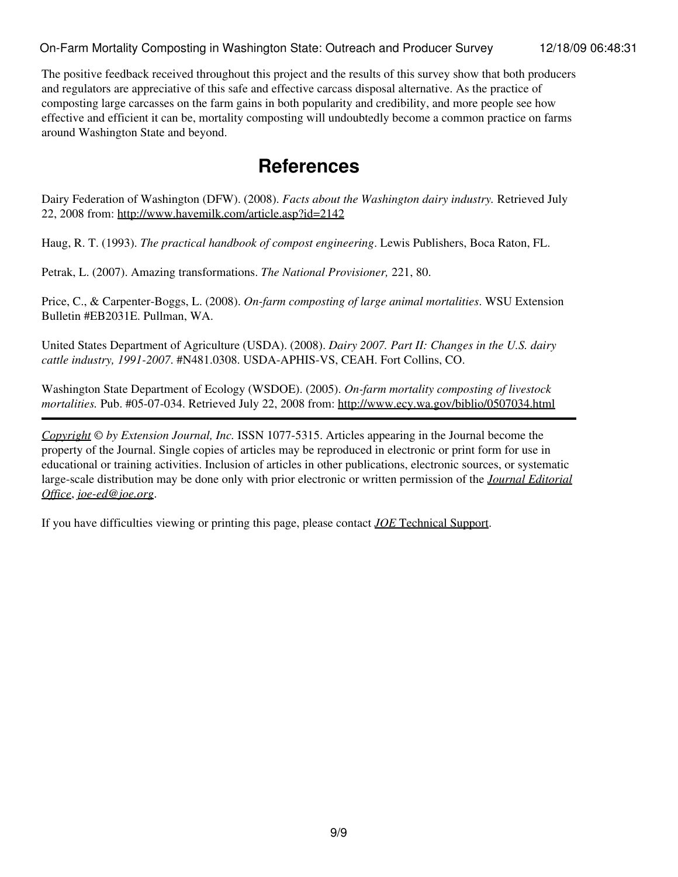The positive feedback received throughout this project and the results of this survey show that both producers and regulators are appreciative of this safe and effective carcass disposal alternative. As the practice of composting large carcasses on the farm gains in both popularity and credibility, and more people see how effective and efficient it can be, mortality composting will undoubtedly become a common practice on farms around Washington State and beyond.

## References

Dairy Federation of Washington (DFW). (2008). *Facts about the Washington dairy industry.* Retrieved July 22, 2008 from: http://www.havemilk.com/article.asp?id=2142

Haug, R. T. (1993). *The practical handbook of compost engineering*. Lewis Publishers, Boca Raton, FL.

Petrak, L. (2007). Amazing transformations. *The National Provisioner,* 221, 80.

Price, C., & Carpenter-Boggs, L. (2008). *On-farm composting of large animal mortalities*. WSU Extension Bulletin #EB2031E. Pullman, WA.

United States Department of Agriculture (USDA). (2008). *Dairy 2007. Part II: Changes in the U.S. dairy cattle industry, 1991-2007*. #N481.0308. USDA-APHIS-VS, CEAH. Fort Collins, CO.

Washington State Department of Ecology (WSDOE). (2005). *On-farm mortality composting of livestock mortalities.* Pub. #05-07-034. Retrieved July 22, 2008 from: http://www.ecy.wa.gov/biblio/0507034.html

---

*Copyright © by Extension Journal, Inc.* ISSN 1077-5315. Articles appearing in the Journal become the property of the Journal. Single copies of articles may be reproduced in electronic or print form for use in educational or training activities. Inclusion of articles in other publications, electronic sources, or systematic large-scale distribution may be done only with prior electronic or written permission of the *Journal Editorial Office*, *joe-ed@joe.org*.

If you have difficulties viewing or printing this page, please contact *JOE* Technical Support.